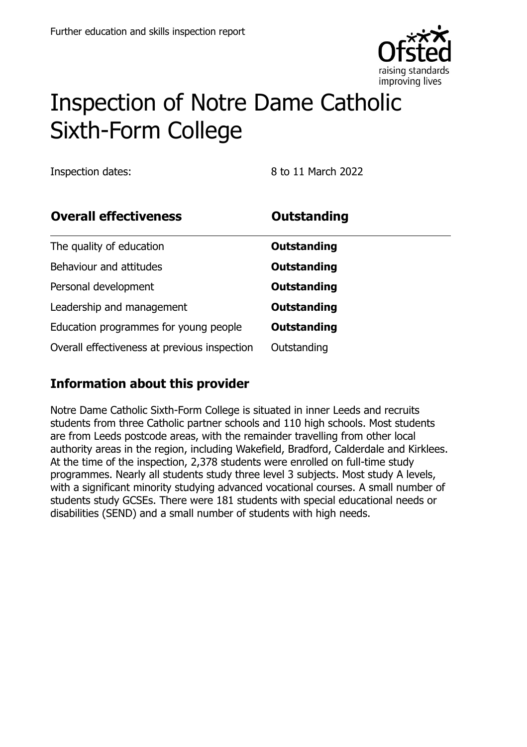Further education and skills inspection report

# Inspection of Notre Dame Catholic Sixth-Form College

Inspection dates: 8 to 11 March 2022

| **Overall effectiveness** | **Outstanding** |
|---|---|
| The quality of education | **Outstanding** |
| Behaviour and attitudes | **Outstanding** |
| Personal development | **Outstanding** |
| Leadership and management | **Outstanding** |
| Education programmes for young people | **Outstanding** |
| Overall effectiveness at previous inspection | Outstanding |

## Information about this provider

Notre Dame Catholic Sixth-Form College is situated in inner Leeds and recruits students from three Catholic partner schools and 110 high schools. Most students are from Leeds postcode areas, with the remainder travelling from other local authority areas in the region, including Wakefield, Bradford, Calderdale and Kirklees. At the time of the inspection, 2,378 students were enrolled on full-time study programmes. Nearly all students study three level 3 subjects. Most study A levels, with a significant minority studying advanced vocational courses. A small number of students study GCSEs. There were 181 students with special educational needs or disabilities (SEND) and a small number of students with high needs.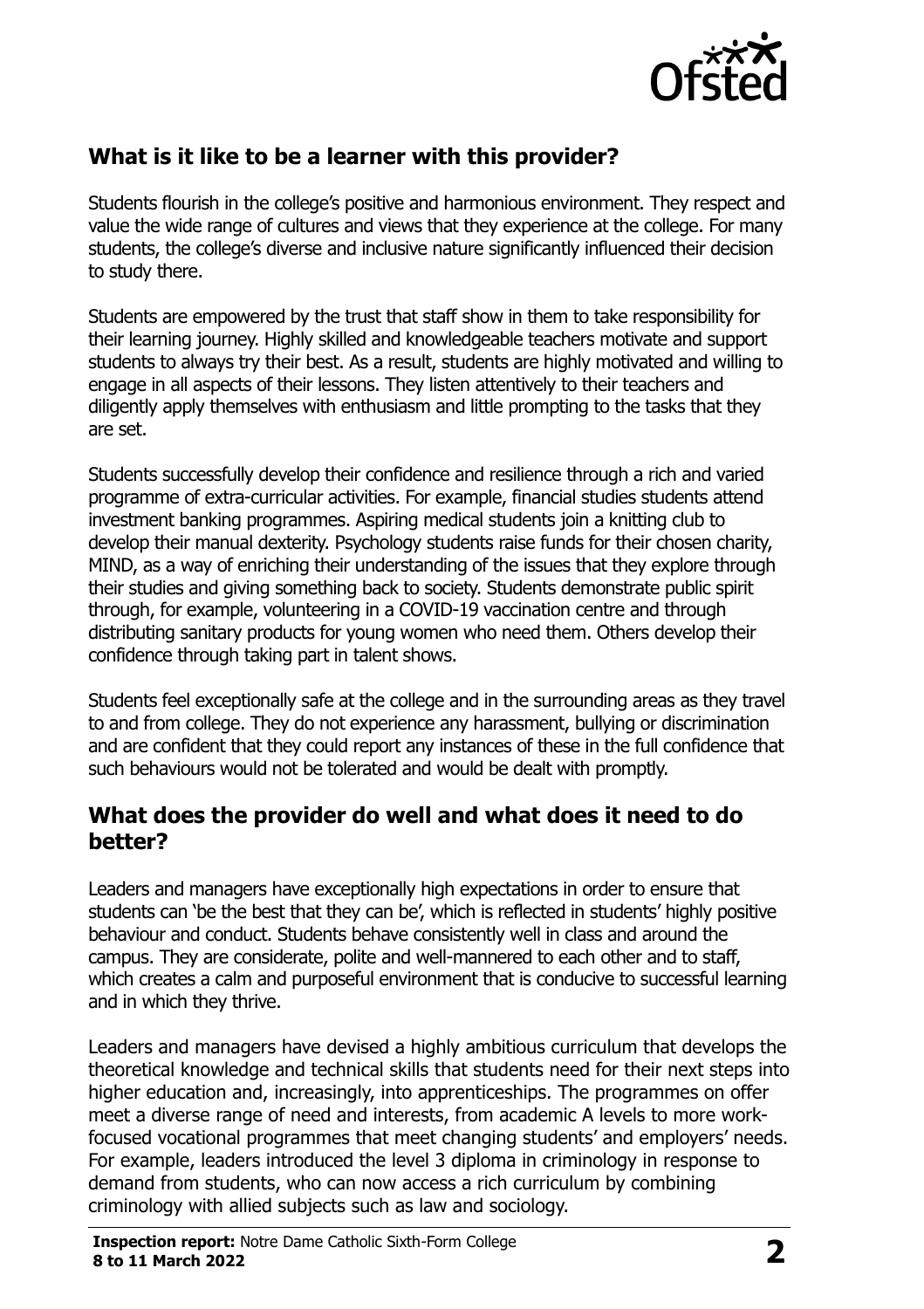## What is it like to be a learner with this provider?

Students flourish in the college's positive and harmonious environment. They respect and value the wide range of cultures and views that they experience at the college. For many students, the college's diverse and inclusive nature significantly influenced their decision to study there.

Students are empowered by the trust that staff show in them to take responsibility for their learning journey. Highly skilled and knowledgeable teachers motivate and support students to always try their best. As a result, students are highly motivated and willing to engage in all aspects of their lessons. They listen attentively to their teachers and diligently apply themselves with enthusiasm and little prompting to the tasks that they are set.

Students successfully develop their confidence and resilience through a rich and varied programme of extra-curricular activities. For example, financial studies students attend investment banking programmes. Aspiring medical students join a knitting club to develop their manual dexterity. Psychology students raise funds for their chosen charity, MIND, as a way of enriching their understanding of the issues that they explore through their studies and giving something back to society. Students demonstrate public spirit through, for example, volunteering in a COVID-19 vaccination centre and through distributing sanitary products for young women who need them. Others develop their confidence through taking part in talent shows.

Students feel exceptionally safe at the college and in the surrounding areas as they travel to and from college. They do not experience any harassment, bullying or discrimination and are confident that they could report any instances of these in the full confidence that such behaviours would not be tolerated and would be dealt with promptly.

## What does the provider do well and what does it need to do better?

Leaders and managers have exceptionally high expectations in order to ensure that students can 'be the best that they can be', which is reflected in students' highly positive behaviour and conduct. Students behave consistently well in class and around the campus. They are considerate, polite and well-mannered to each other and to staff, which creates a calm and purposeful environment that is conducive to successful learning and in which they thrive.

Leaders and managers have devised a highly ambitious curriculum that develops the theoretical knowledge and technical skills that students need for their next steps into higher education and, increasingly, into apprenticeships. The programmes on offer meet a diverse range of need and interests, from academic A levels to more work-focused vocational programmes that meet changing students' and employers' needs. For example, leaders introduced the level 3 diploma in criminology in response to demand from students, who can now access a rich curriculum by combining criminology with allied subjects such as law and sociology.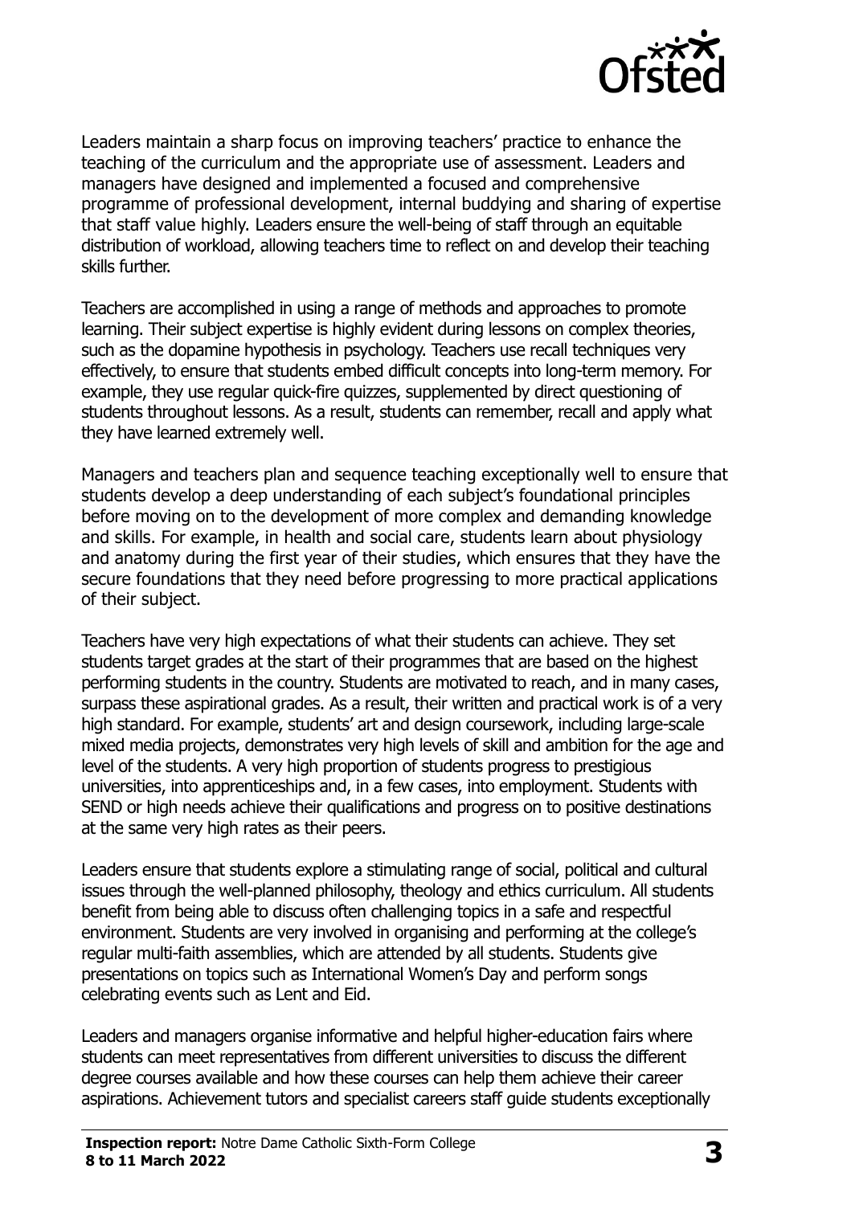Leaders maintain a sharp focus on improving teachers' practice to enhance the teaching of the curriculum and the appropriate use of assessment. Leaders and managers have designed and implemented a focused and comprehensive programme of professional development, internal buddying and sharing of expertise that staff value highly. Leaders ensure the well-being of staff through an equitable distribution of workload, allowing teachers time to reflect on and develop their teaching skills further.

Teachers are accomplished in using a range of methods and approaches to promote learning. Their subject expertise is highly evident during lessons on complex theories, such as the dopamine hypothesis in psychology. Teachers use recall techniques very effectively, to ensure that students embed difficult concepts into long-term memory. For example, they use regular quick-fire quizzes, supplemented by direct questioning of students throughout lessons. As a result, students can remember, recall and apply what they have learned extremely well.

Managers and teachers plan and sequence teaching exceptionally well to ensure that students develop a deep understanding of each subject's foundational principles before moving on to the development of more complex and demanding knowledge and skills. For example, in health and social care, students learn about physiology and anatomy during the first year of their studies, which ensures that they have the secure foundations that they need before progressing to more practical applications of their subject.

Teachers have very high expectations of what their students can achieve. They set students target grades at the start of their programmes that are based on the highest performing students in the country. Students are motivated to reach, and in many cases, surpass these aspirational grades. As a result, their written and practical work is of a very high standard. For example, students' art and design coursework, including large-scale mixed media projects, demonstrates very high levels of skill and ambition for the age and level of the students. A very high proportion of students progress to prestigious universities, into apprenticeships and, in a few cases, into employment. Students with SEND or high needs achieve their qualifications and progress on to positive destinations at the same very high rates as their peers.

Leaders ensure that students explore a stimulating range of social, political and cultural issues through the well-planned philosophy, theology and ethics curriculum. All students benefit from being able to discuss often challenging topics in a safe and respectful environment. Students are very involved in organising and performing at the college's regular multi-faith assemblies, which are attended by all students. Students give presentations on topics such as International Women's Day and perform songs celebrating events such as Lent and Eid.

Leaders and managers organise informative and helpful higher-education fairs where students can meet representatives from different universities to discuss the different degree courses available and how these courses can help them achieve their career aspirations. Achievement tutors and specialist careers staff guide students exceptionally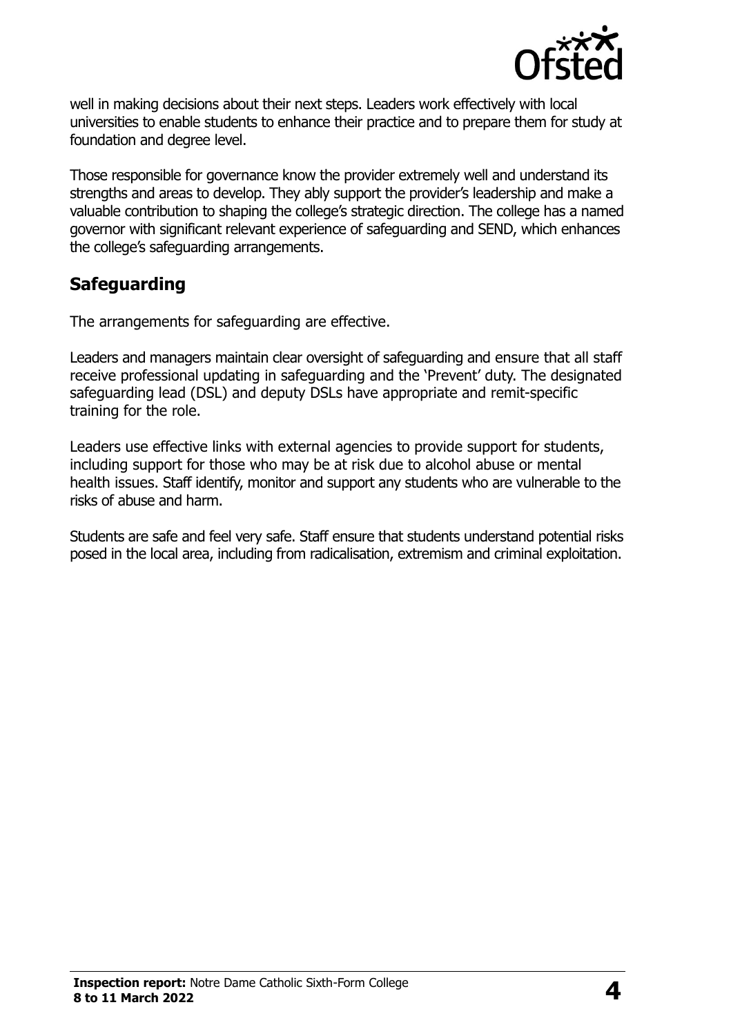well in making decisions about their next steps. Leaders work effectively with local universities to enable students to enhance their practice and to prepare them for study at foundation and degree level.

Those responsible for governance know the provider extremely well and understand its strengths and areas to develop. They ably support the provider's leadership and make a valuable contribution to shaping the college's strategic direction. The college has a named governor with significant relevant experience of safeguarding and SEND, which enhances the college's safeguarding arrangements.

## Safeguarding

The arrangements for safeguarding are effective.

Leaders and managers maintain clear oversight of safeguarding and ensure that all staff receive professional updating in safeguarding and the 'Prevent' duty. The designated safeguarding lead (DSL) and deputy DSLs have appropriate and remit-specific training for the role.

Leaders use effective links with external agencies to provide support for students, including support for those who may be at risk due to alcohol abuse or mental health issues. Staff identify, monitor and support any students who are vulnerable to the risks of abuse and harm.

Students are safe and feel very safe. Staff ensure that students understand potential risks posed in the local area, including from radicalisation, extremism and criminal exploitation.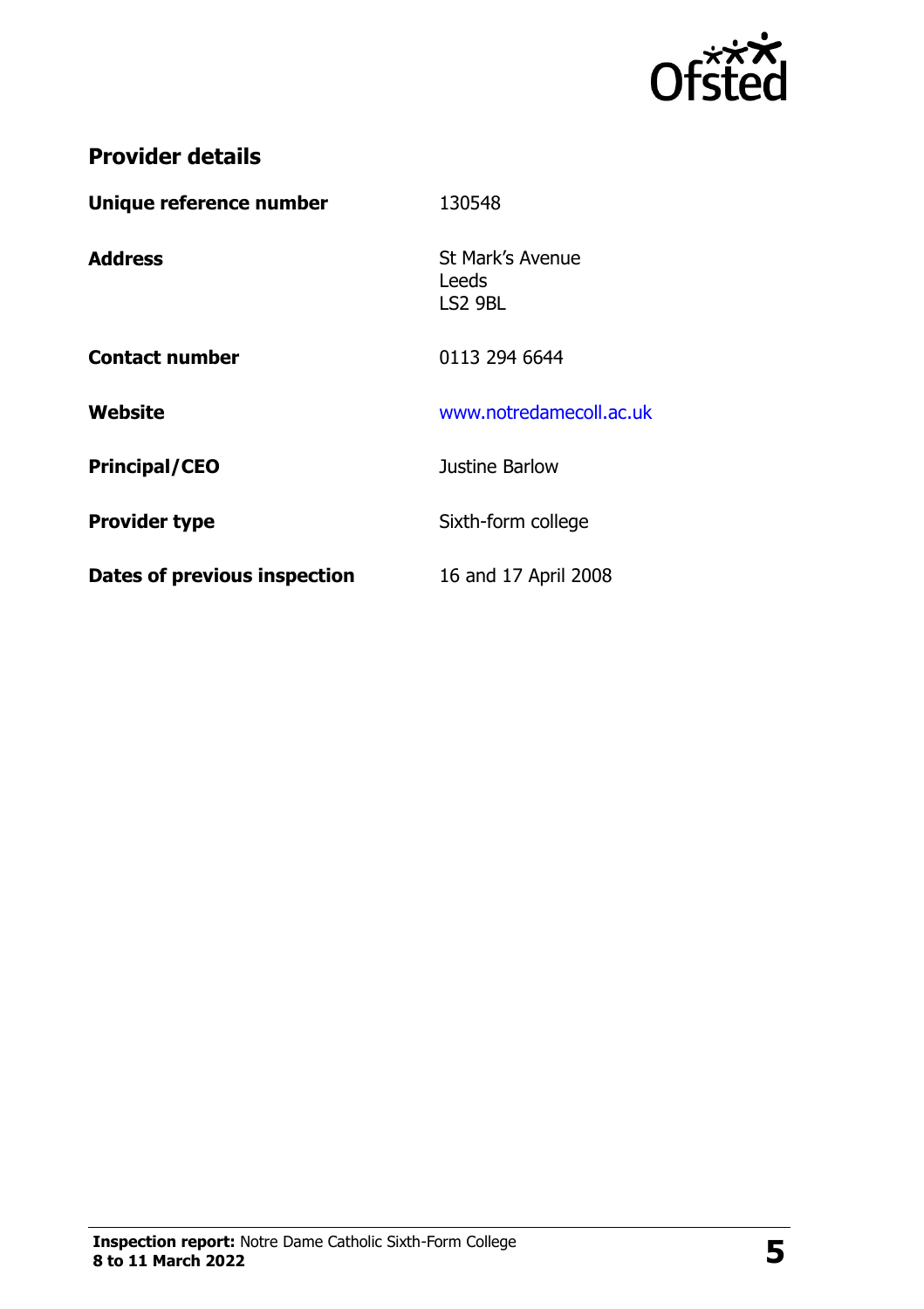## Provider details

| | |
|---|---|
| **Unique reference number** | 130548 |
| **Address** | St Mark's Avenue<br>Leeds<br>LS2 9BL |
| **Contact number** | 0113 294 6644 |
| **Website** | www.notredamecoll.ac.uk |
| **Principal/CEO** | Justine Barlow |
| **Provider type** | Sixth-form college |
| **Dates of previous inspection** | 16 and 17 April 2008 |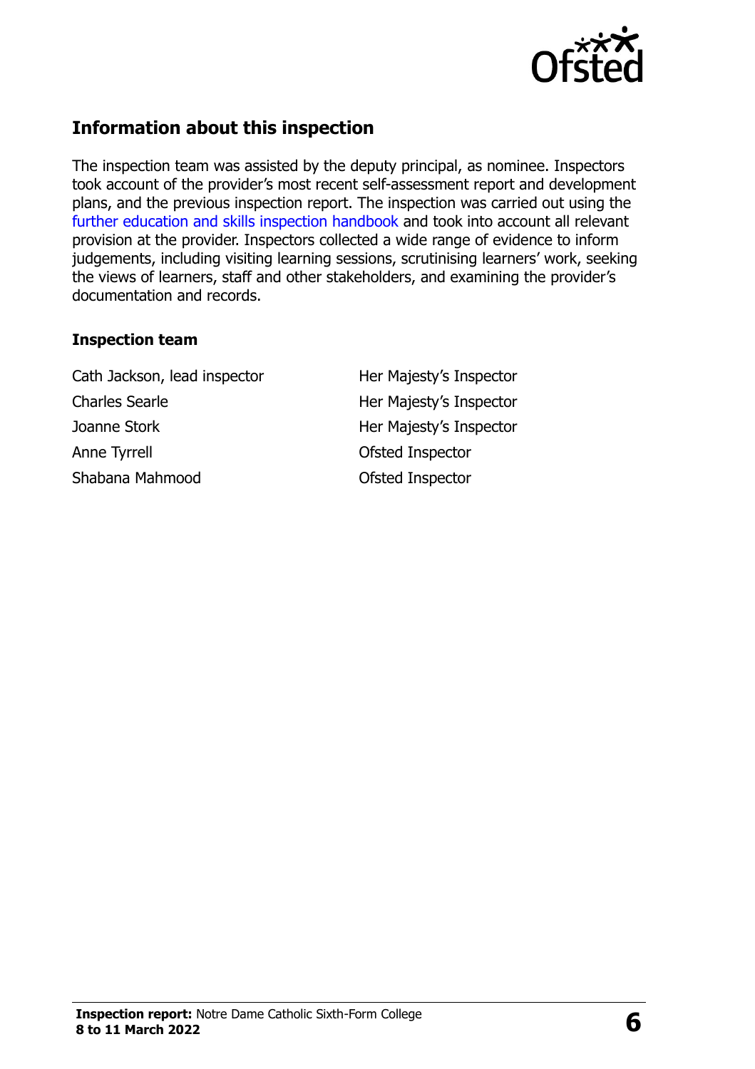## Information about this inspection

The inspection team was assisted by the deputy principal, as nominee. Inspectors took account of the provider's most recent self-assessment report and development plans, and the previous inspection report. The inspection was carried out using the further education and skills inspection handbook and took into account all relevant provision at the provider. Inspectors collected a wide range of evidence to inform judgements, including visiting learning sessions, scrutinising learners' work, seeking the views of learners, staff and other stakeholders, and examining the provider's documentation and records.

### Inspection team

| | |
|---|---|
| Cath Jackson, lead inspector | Her Majesty's Inspector |
| Charles Searle | Her Majesty's Inspector |
| Joanne Stork | Her Majesty's Inspector |
| Anne Tyrrell | Ofsted Inspector |
| Shabana Mahmood | Ofsted Inspector |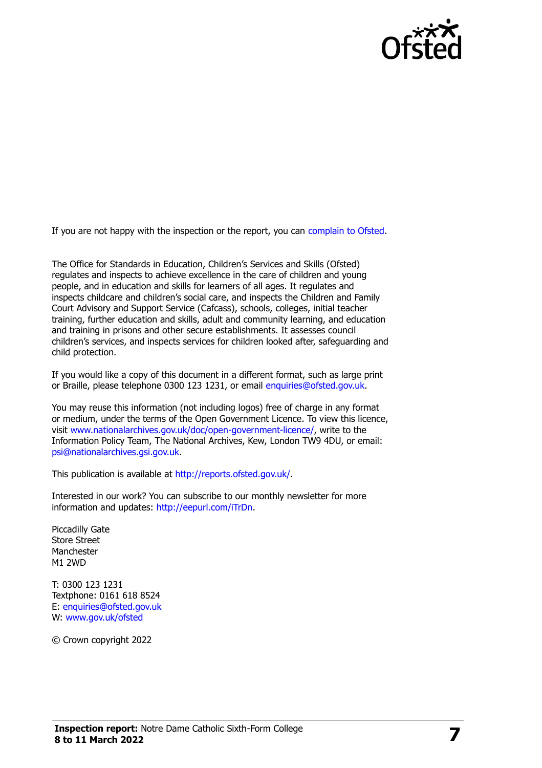If you are not happy with the inspection or the report, you can complain to Ofsted.

The Office for Standards in Education, Children's Services and Skills (Ofsted) regulates and inspects to achieve excellence in the care of children and young people, and in education and skills for learners of all ages. It regulates and inspects childcare and children's social care, and inspects the Children and Family Court Advisory and Support Service (Cafcass), schools, colleges, initial teacher training, further education and skills, adult and community learning, and education and training in prisons and other secure establishments. It assesses council children's services, and inspects services for children looked after, safeguarding and child protection.

If you would like a copy of this document in a different format, such as large print or Braille, please telephone 0300 123 1231, or email enquiries@ofsted.gov.uk.

You may reuse this information (not including logos) free of charge in any format or medium, under the terms of the Open Government Licence. To view this licence, visit www.nationalarchives.gov.uk/doc/open-government-licence/, write to the Information Policy Team, The National Archives, Kew, London TW9 4DU, or email: psi@nationalarchives.gsi.gov.uk.

This publication is available at http://reports.ofsted.gov.uk/.

Interested in our work? You can subscribe to our monthly newsletter for more information and updates: http://eepurl.com/iTrDn.

Piccadilly Gate
Store Street
Manchester
M1 2WD

T: 0300 123 1231
Textphone: 0161 618 8524
E: enquiries@ofsted.gov.uk
W: www.gov.uk/ofsted

© Crown copyright 2022